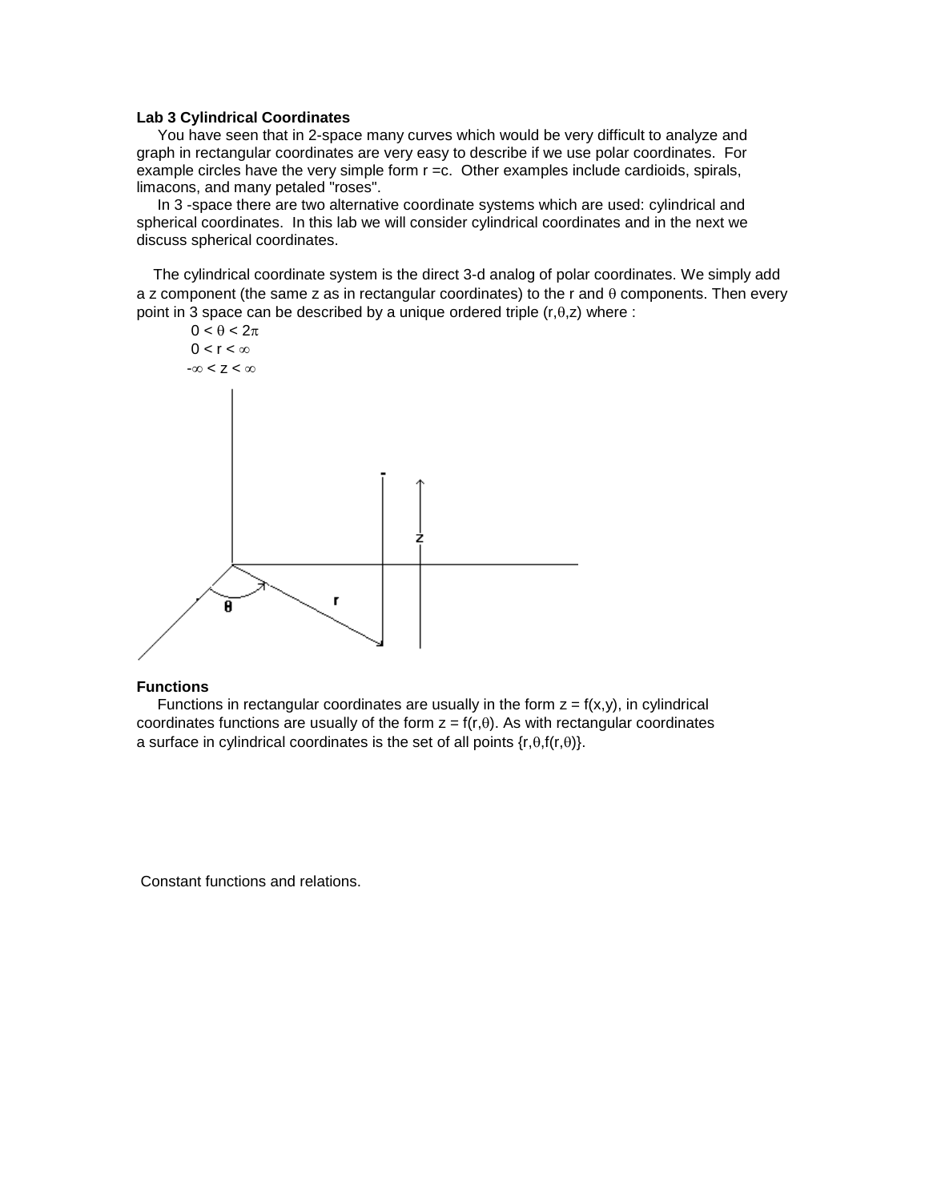**Lab 3 Cylindrical Coordinates**

You have seen that in 2-space many curves which would be very difficult to analyze and graph in rectangular coordinates are very easy to describe if we use polar coordinates. For example circles have the very simple form $r = c$. Other examples include cardioids, spirals, limacons, and many petaled "roses".

In 3 -space there are two alternative coordinate systems which are used: cylindrical and spherical coordinates. In this lab we will consider cylindrical coordinates and in the next we discuss spherical coordinates.

The cylindrical coordinate system is the direct 3-d analog of polar coordinates. We simply add a z component (the same z as in rectangular coordinates) to the r and $\theta$ components. Then every point in 3 space can be described by a unique ordered triple $(r,\theta,z)$ where :

$$0 < \theta < 2\pi$$
$$0 < r < \infty$$
$$-\infty < z < \infty$$

**Functions**

Functions in rectangular coordinates are usually in the form $z = f(x,y)$, in cylindrical coordinates functions are usually of the form $z = f(r,\theta)$. As with rectangular coordinates a surface in cylindrical coordinates is the set of all points $\{r,\theta,f(r,\theta)\}$.

Constant functions and relations.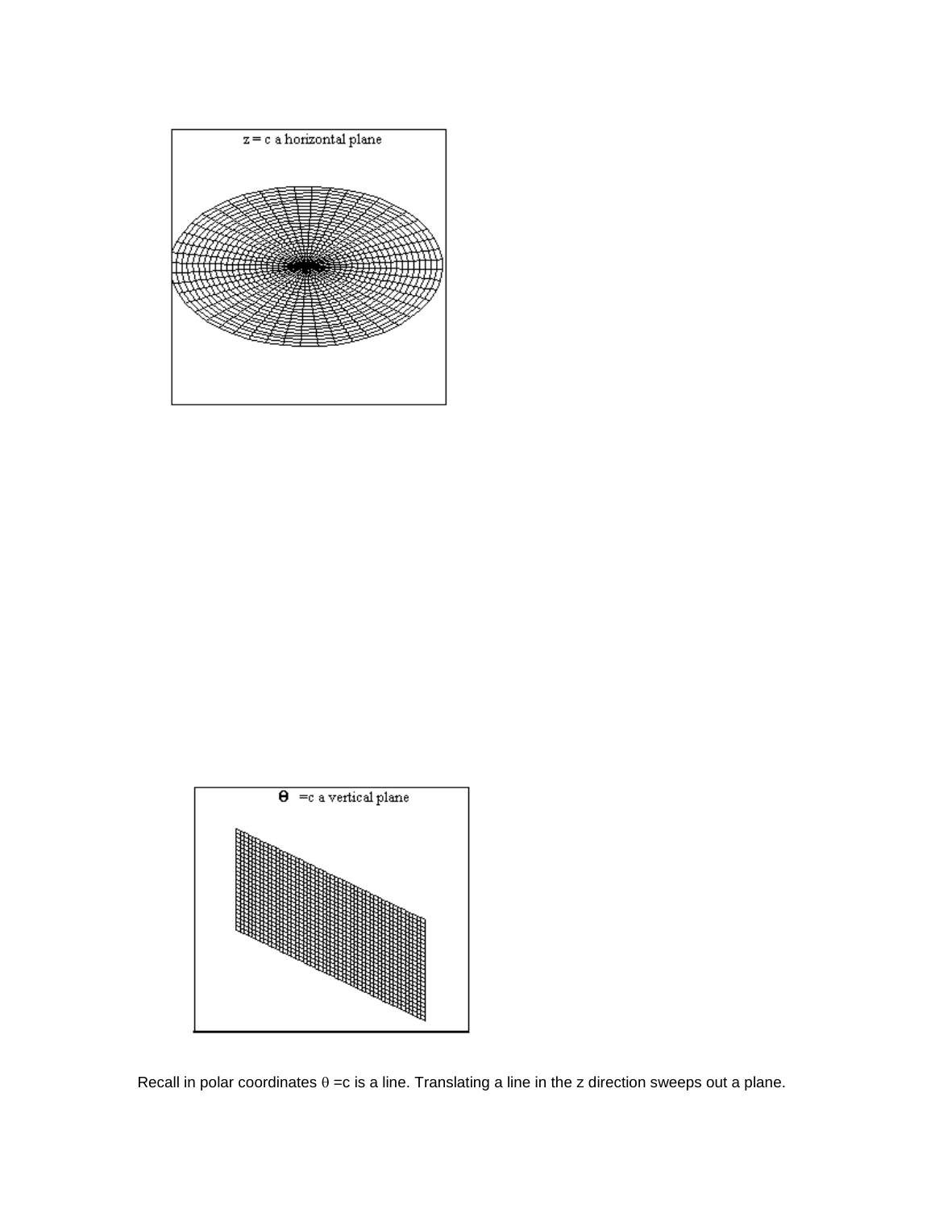Recall in polar coordinates $\theta = c$ is a line. Translating a line in the z direction sweeps out a plane.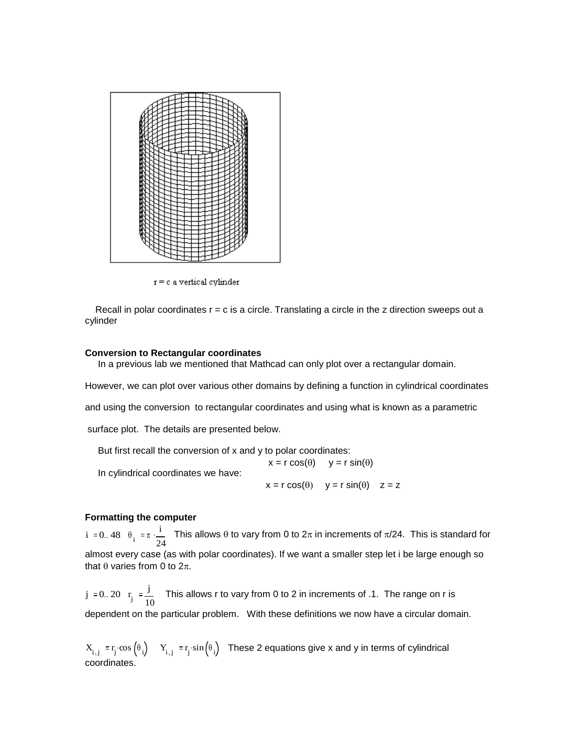r = c a vertical cylinder

Recall in polar coordinates r = c is a circle. Translating a circle in the z direction sweeps out a cylinder

**Conversion to Rectangular coordinates**

In a previous lab we mentioned that Mathcad can only plot over a rectangular domain. However, we can plot over various other domains by defining a function in cylindrical coordinates and using the conversion to rectangular coordinates and using what is known as a parametric surface plot. The details are presented below.

But first recall the conversion of x and y to polar coordinates:

$$x = r\cos(\theta) \quad y = r\sin(\theta)$$

In cylindrical coordinates we have:

$$x = r\cos(\theta) \quad y = r\sin(\theta) \quad z = z$$

**Formatting the computer**

$i := 0..48 \quad \theta_i := \pi \cdot \dfrac{i}{24}$ This allows $\theta$ to vary from 0 to $2\pi$ in increments of $\pi/24$. This is standard for almost every case (as with polar coordinates). If we want a smaller step let i be large enough so that $\theta$ varies from 0 to $2\pi$.

$j := 0..20 \quad r_j := \dfrac{j}{10}$ This allows r to vary from 0 to 2 in increments of .1. The range on r is dependent on the particular problem. With these definitions we now have a circular domain.

$X_{i,j} := r_j \cdot \cos(\theta_i) \quad Y_{i,j} := r_j \cdot \sin(\theta_i)$ These 2 equations give x and y in terms of cylindrical coordinates.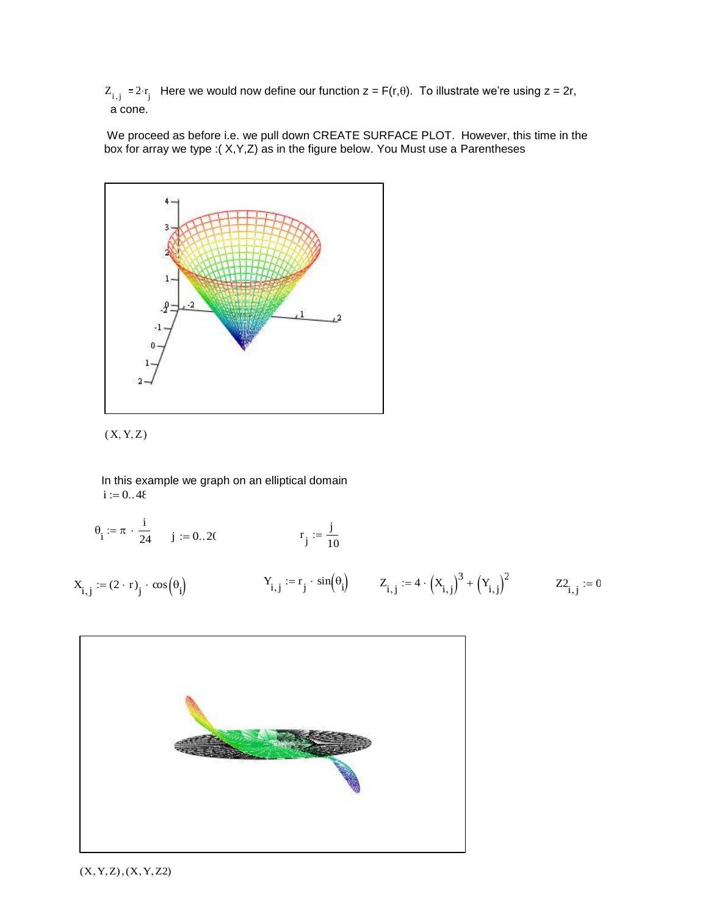$Z_{i,j} = 2 \cdot r_j$ Here we would now define our function z = F(r,θ). To illustrate we're using z = 2r, a cone.

We proceed as before i.e. we pull down CREATE SURFACE PLOT. However, this time in the box for array we type :( X,Y,Z) as in the figure below. You Must use a Parentheses

(X, Y, Z)

In this example we graph on an elliptical domain

$i := 0..48$

$\theta_i := \pi \cdot \frac{i}{24}$ $\quad j := 0..20$ $\quad r_j := \frac{j}{10}$

$X_{i,j} := (2 \cdot r)_j \cdot \cos(\theta_i)$ $\quad Y_{i,j} := r_j \cdot \sin(\theta_i)$ $\quad Z_{i,j} := 4 \cdot (X_{i,j})^3 + (Y_{i,j})^2$ $\quad Z2_{i,j} := 0$

(X, Y, Z), (X, Y, Z2)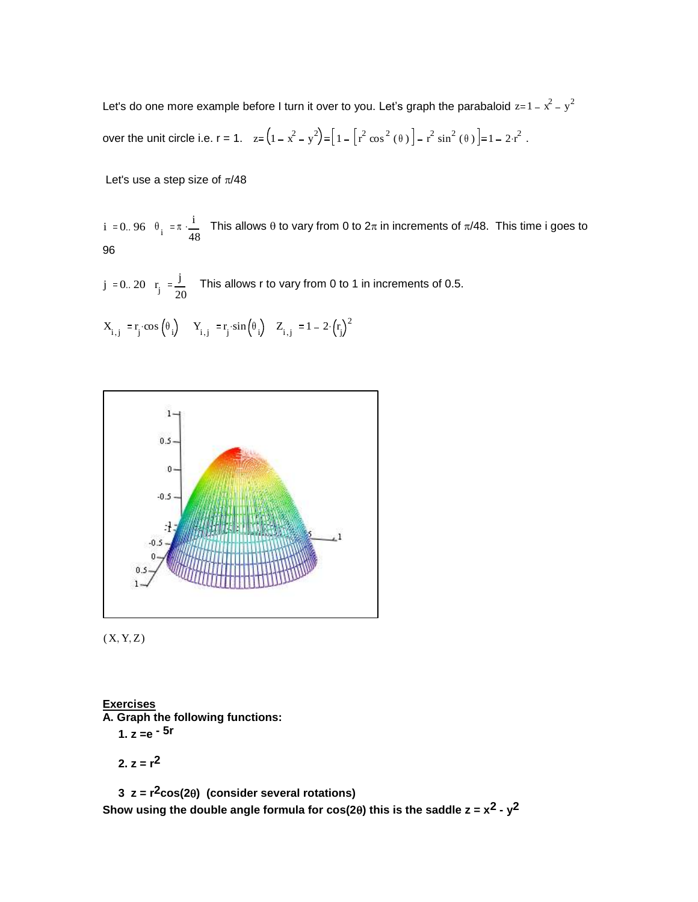Let's do one more example before I turn it over to you. Let's graph the parabaloid $z = 1 - x^2 - y^2$

over the unit circle i.e. r = 1. $z = (1 - x^2 - y^2) = \left[1 - \left[r^2 \cos^2(\theta)\right] - r^2 \sin^2(\theta)\right] = 1 - 2 \cdot r^2$ .

Let's use a step size of $\pi/48$

$i := 0..96 \quad \theta_i := \pi \cdot \frac{i}{48}$ This allows $\theta$ to vary from 0 to $2\pi$ in increments of $\pi/48$. This time i goes to 96

$j := 0..20 \quad r_j := \frac{j}{20}$ This allows r to vary from 0 to 1 in increments of 0.5.

$X_{i,j} := r_j \cdot \cos(\theta_i) \quad Y_{i,j} := r_j \cdot \sin(\theta_i) \quad Z_{i,j} := 1 - 2 \cdot (r_j)^2$

$(X, Y, Z)$

**Exercises**

**A. Graph the following functions:**

1. **$z = e^{-5r}$**

2. **$z = r^2$**

3. **$z = r^2\cos(2\theta)$ (consider several rotations)**

**Show using the double angle formula for $\cos(2\theta)$ this is the saddle $z = x^2 - y^2$**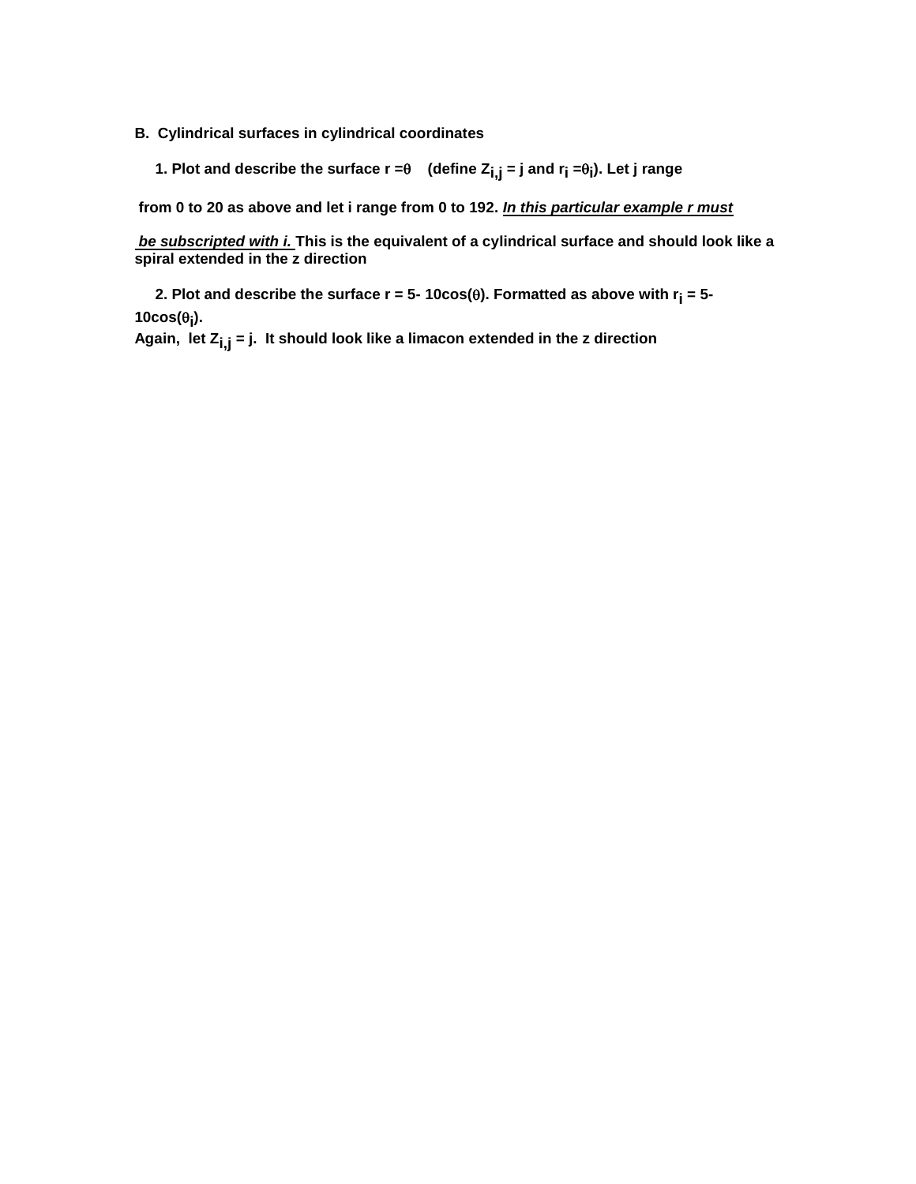**B. Cylindrical surfaces in cylindrical coordinates**

**1. Plot and describe the surface $r = \theta$ (define $Z_{i,j} = j$ and $r_i = \theta_i$). Let j range from 0 to 20 as above and let i range from 0 to 192. *In this particular example r must be subscripted with i.* This is the equivalent of a cylindrical surface and should look like a spiral extended in the z direction**

**2. Plot and describe the surface $r = 5 - 10\cos(\theta)$. Formatted as above with $r_i = 5 - 10\cos(\theta_i)$.**
**Again, let $Z_{i,j} = j$. It should look like a limacon extended in the z direction**